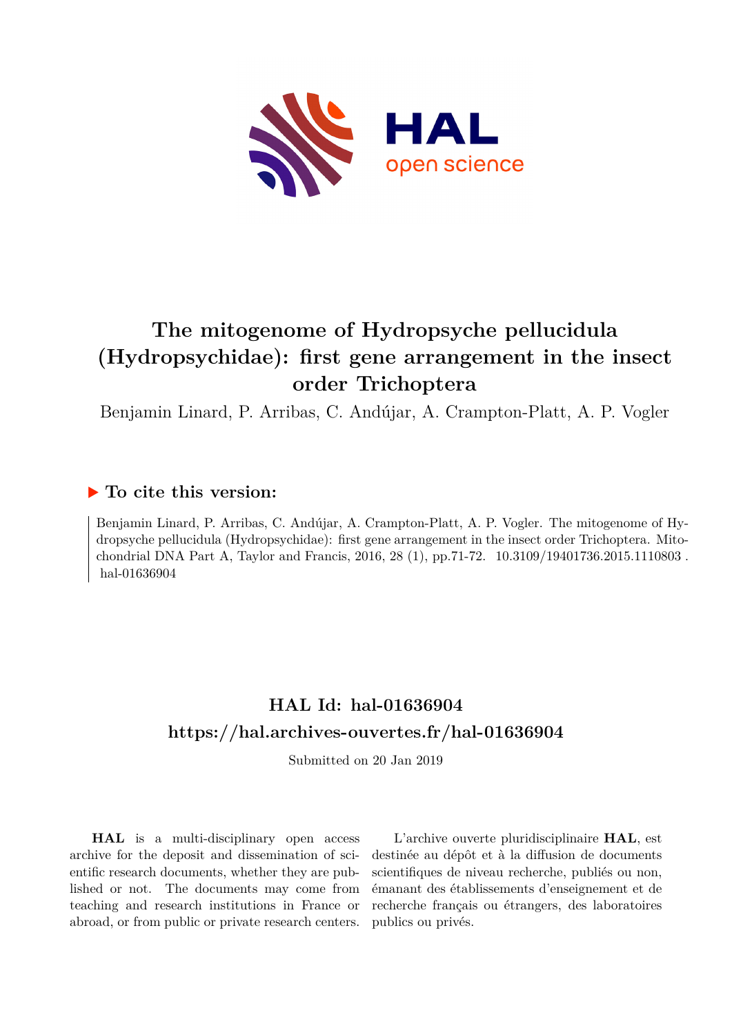# The mitogenome of Hydropsyche pellucidula (Hydropsychidae): first gene arrangement in the insect order Trichoptera

Benjamin Linard, P. Arribas, C. Andújar, A. Crampton-Platt, A. P. Vogler

## ▶ To cite this version:

Benjamin Linard, P. Arribas, C. Andújar, A. Crampton-Platt, A. P. Vogler. The mitogenome of Hydropsyche pellucidula (Hydropsychidae): first gene arrangement in the insect order Trichoptera. Mitochondrial DNA Part A, Taylor and Francis, 2016, 28 (1), pp.71-72. 10.3109/19401736.2015.1110803 . hal-01636904

## HAL Id: hal-01636904
## https://hal.archives-ouvertes.fr/hal-01636904

Submitted on 20 Jan 2019

**HAL** is a multi-disciplinary open access archive for the deposit and dissemination of scientific research documents, whether they are published or not. The documents may come from teaching and research institutions in France or abroad, or from public or private research centers.

L'archive ouverte pluridisciplinaire **HAL**, est destinée au dépôt et à la diffusion de documents scientifiques de niveau recherche, publiés ou non, émanant des établissements d'enseignement et de recherche français ou étrangers, des laboratoires publics ou privés.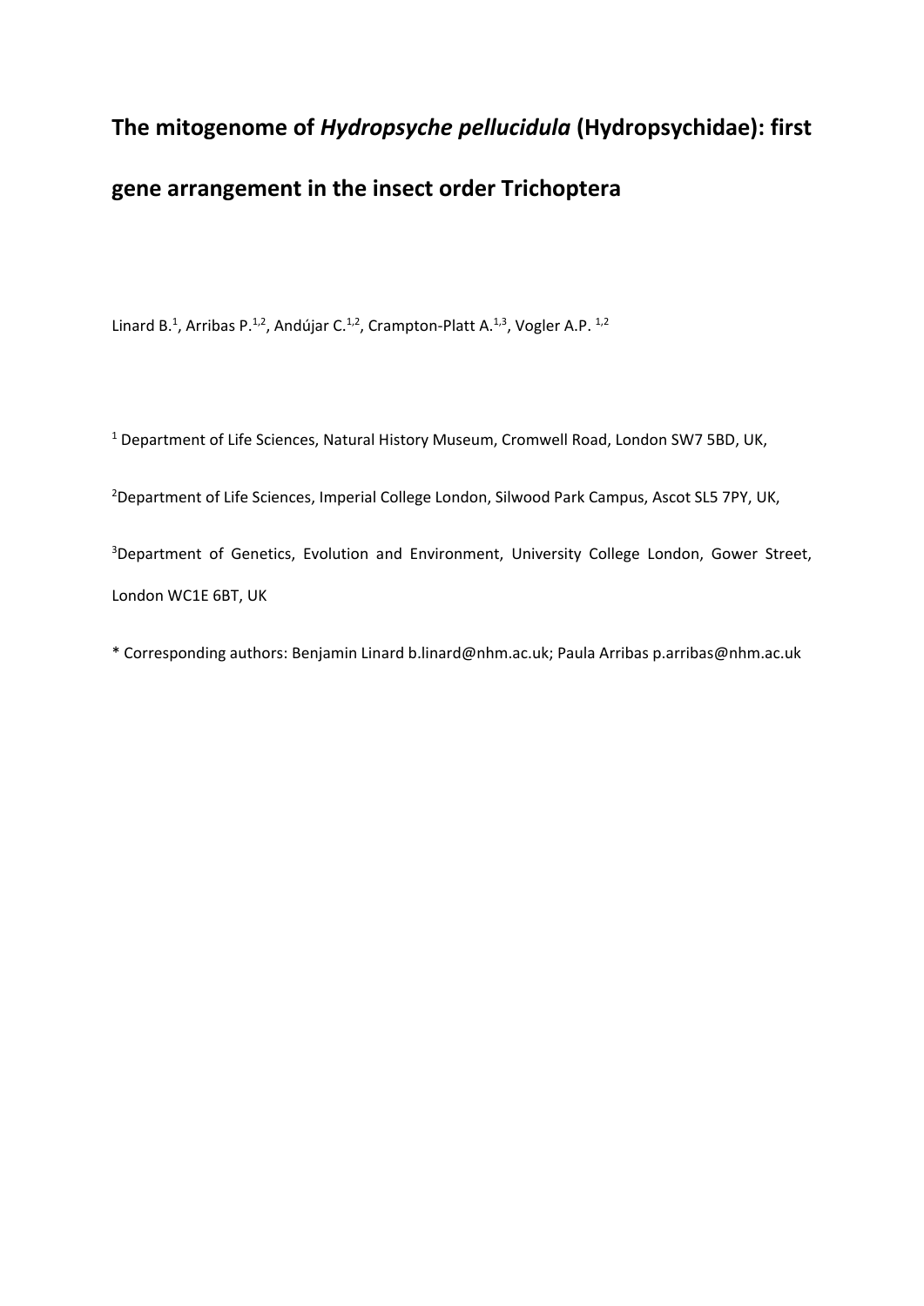# The mitogenome of *Hydropsyche pellucidula* (Hydropsychidae): first gene arrangement in the insect order Trichoptera

Linard B.[1], Arribas P.[1,2], Andújar C.[1,2], Crampton-Platt A.[1,3], Vogler A.P. [1,2]

[1] Department of Life Sciences, Natural History Museum, Cromwell Road, London SW7 5BD, UK,

[2]Department of Life Sciences, Imperial College London, Silwood Park Campus, Ascot SL5 7PY, UK,

[3]Department of Genetics, Evolution and Environment, University College London, Gower Street, London WC1E 6BT, UK

\* Corresponding authors: Benjamin Linard b.linard@nhm.ac.uk; Paula Arribas p.arribas@nhm.ac.uk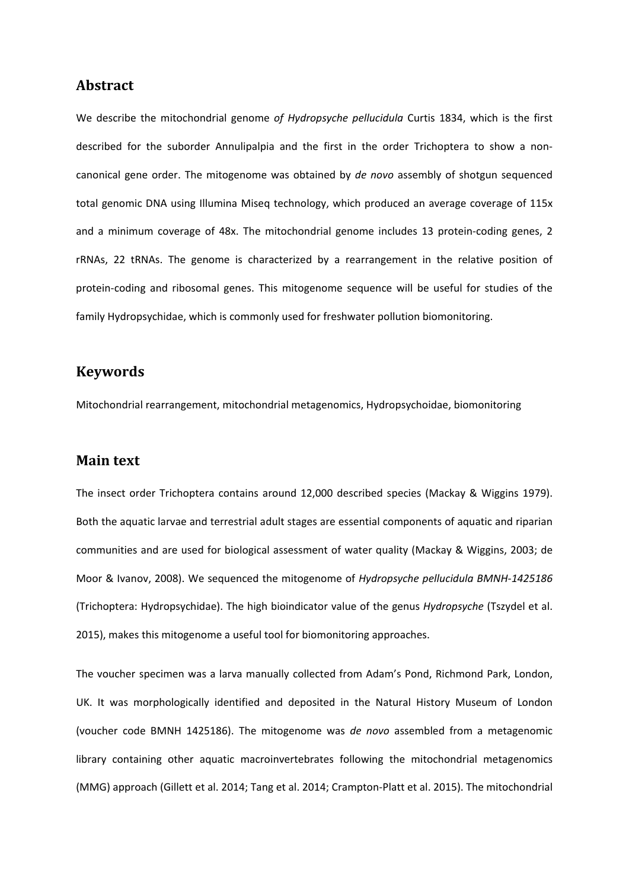## Abstract

We describe the mitochondrial genome *of Hydropsyche pellucidula* Curtis 1834, which is the first described for the suborder Annulipalpia and the first in the order Trichoptera to show a non-canonical gene order. The mitogenome was obtained by *de novo* assembly of shotgun sequenced total genomic DNA using Illumina Miseq technology, which produced an average coverage of 115x and a minimum coverage of 48x. The mitochondrial genome includes 13 protein-coding genes, 2 rRNAs, 22 tRNAs. The genome is characterized by a rearrangement in the relative position of protein-coding and ribosomal genes. This mitogenome sequence will be useful for studies of the family Hydropsychidae, which is commonly used for freshwater pollution biomonitoring.

## Keywords

Mitochondrial rearrangement, mitochondrial metagenomics, Hydropsychoidae, biomonitoring

## Main text

The insect order Trichoptera contains around 12,000 described species (Mackay & Wiggins 1979). Both the aquatic larvae and terrestrial adult stages are essential components of aquatic and riparian communities and are used for biological assessment of water quality (Mackay & Wiggins, 2003; de Moor & Ivanov, 2008). We sequenced the mitogenome of *Hydropsyche pellucidula BMNH-1425186* (Trichoptera: Hydropsychidae). The high bioindicator value of the genus *Hydropsyche* (Tszydel et al. 2015), makes this mitogenome a useful tool for biomonitoring approaches.

The voucher specimen was a larva manually collected from Adam's Pond, Richmond Park, London, UK. It was morphologically identified and deposited in the Natural History Museum of London (voucher code BMNH 1425186). The mitogenome was *de novo* assembled from a metagenomic library containing other aquatic macroinvertebrates following the mitochondrial metagenomics (MMG) approach (Gillett et al. 2014; Tang et al. 2014; Crampton-Platt et al. 2015). The mitochondrial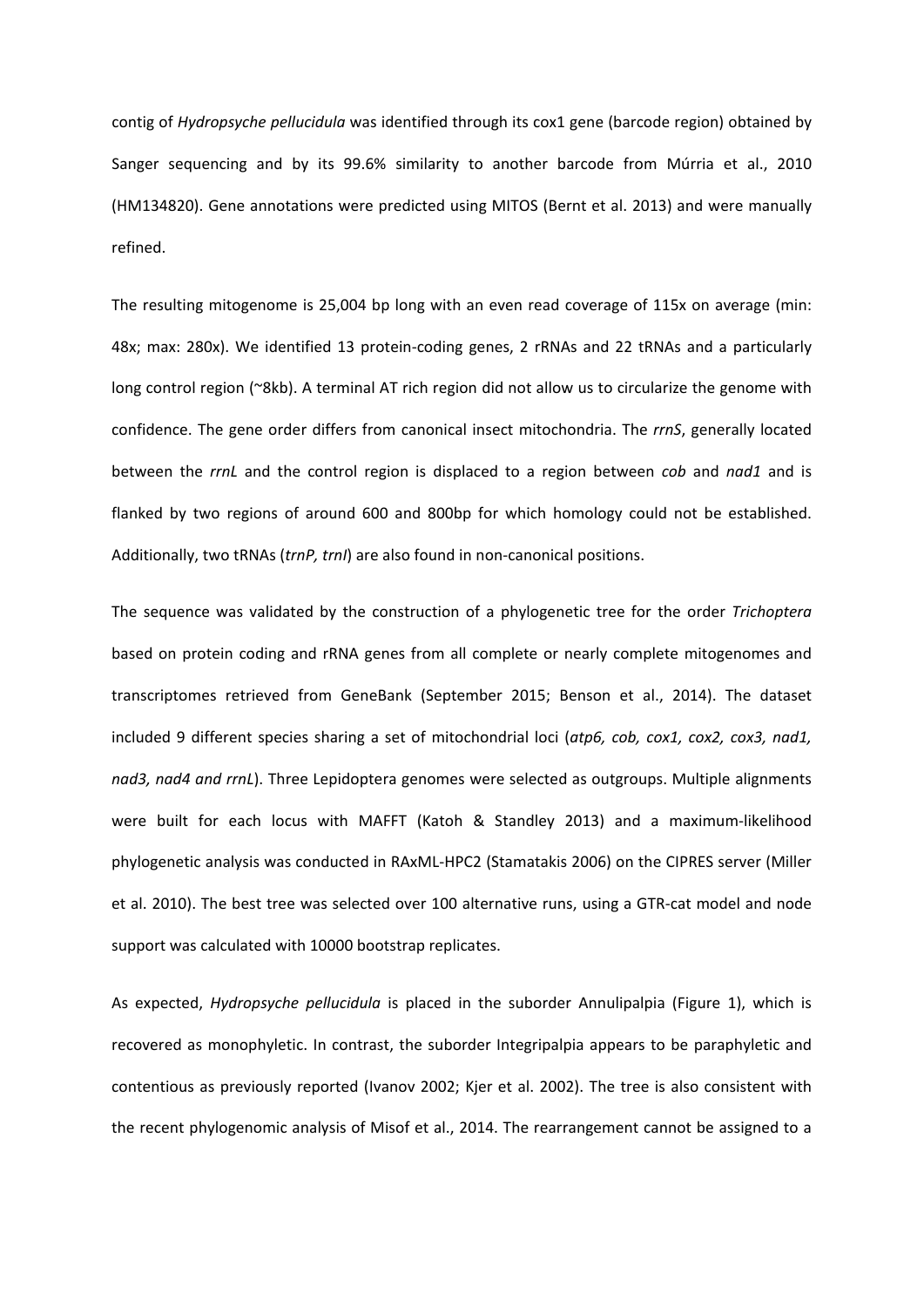contig of *Hydropsyche pellucidula* was identified through its cox1 gene (barcode region) obtained by Sanger sequencing and by its 99.6% similarity to another barcode from Múrria et al., 2010 (HM134820). Gene annotations were predicted using MITOS (Bernt et al. 2013) and were manually refined.

The resulting mitogenome is 25,004 bp long with an even read coverage of 115x on average (min: 48x; max: 280x). We identified 13 protein-coding genes, 2 rRNAs and 22 tRNAs and a particularly long control region (~8kb). A terminal AT rich region did not allow us to circularize the genome with confidence. The gene order differs from canonical insect mitochondria. The *rrnS*, generally located between the *rrnL* and the control region is displaced to a region between *cob* and *nad1* and is flanked by two regions of around 600 and 800bp for which homology could not be established. Additionally, two tRNAs (*trnP, trnI*) are also found in non-canonical positions.

The sequence was validated by the construction of a phylogenetic tree for the order *Trichoptera* based on protein coding and rRNA genes from all complete or nearly complete mitogenomes and transcriptomes retrieved from GeneBank (September 2015; Benson et al., 2014). The dataset included 9 different species sharing a set of mitochondrial loci (*atp6, cob, cox1, cox2, cox3, nad1, nad3, nad4 and rrnL*). Three Lepidoptera genomes were selected as outgroups. Multiple alignments were built for each locus with MAFFT (Katoh & Standley 2013) and a maximum-likelihood phylogenetic analysis was conducted in RAxML-HPC2 (Stamatakis 2006) on the CIPRES server (Miller et al. 2010). The best tree was selected over 100 alternative runs, using a GTR-cat model and node support was calculated with 10000 bootstrap replicates.

As expected, *Hydropsyche pellucidula* is placed in the suborder Annulipalpia (Figure 1), which is recovered as monophyletic. In contrast, the suborder Integripalpia appears to be paraphyletic and contentious as previously reported (Ivanov 2002; Kjer et al. 2002). The tree is also consistent with the recent phylogenomic analysis of Misof et al., 2014. The rearrangement cannot be assigned to a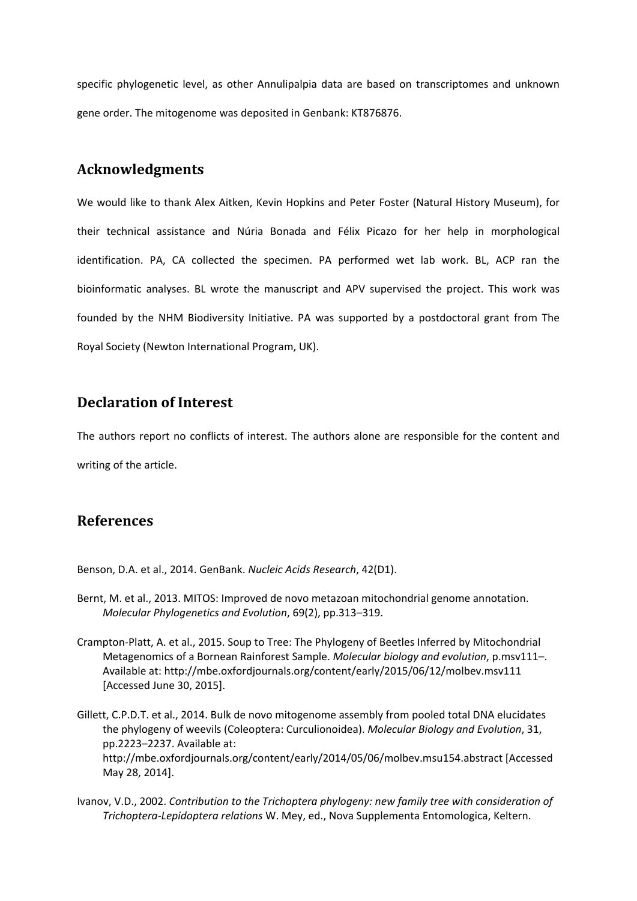specific phylogenetic level, as other Annulipalpia data are based on transcriptomes and unknown gene order. The mitogenome was deposited in Genbank: KT876876.

## Acknowledgments

We would like to thank Alex Aitken, Kevin Hopkins and Peter Foster (Natural History Museum), for their technical assistance and Núria Bonada and Félix Picazo for her help in morphological identification. PA, CA collected the specimen. PA performed wet lab work. BL, ACP ran the bioinformatic analyses. BL wrote the manuscript and APV supervised the project. This work was founded by the NHM Biodiversity Initiative. PA was supported by a postdoctoral grant from The Royal Society (Newton International Program, UK).

## Declaration of Interest

The authors report no conflicts of interest. The authors alone are responsible for the content and writing of the article.

## References

Benson, D.A. et al., 2014. GenBank. *Nucleic Acids Research*, 42(D1).

Bernt, M. et al., 2013. MITOS: Improved de novo metazoan mitochondrial genome annotation. *Molecular Phylogenetics and Evolution*, 69(2), pp.313–319.

Crampton-Platt, A. et al., 2015. Soup to Tree: The Phylogeny of Beetles Inferred by Mitochondrial Metagenomics of a Bornean Rainforest Sample. *Molecular biology and evolution*, p.msv111–. Available at: http://mbe.oxfordjournals.org/content/early/2015/06/12/molbev.msv111 [Accessed June 30, 2015].

Gillett, C.P.D.T. et al., 2014. Bulk de novo mitogenome assembly from pooled total DNA elucidates the phylogeny of weevils (Coleoptera: Curculionoidea). *Molecular Biology and Evolution*, 31, pp.2223–2237. Available at: http://mbe.oxfordjournals.org/content/early/2014/05/06/molbev.msu154.abstract [Accessed May 28, 2014].

Ivanov, V.D., 2002. *Contribution to the Trichoptera phylogeny: new family tree with consideration of Trichoptera-Lepidoptera relations* W. Mey, ed., Nova Supplementa Entomologica, Keltern.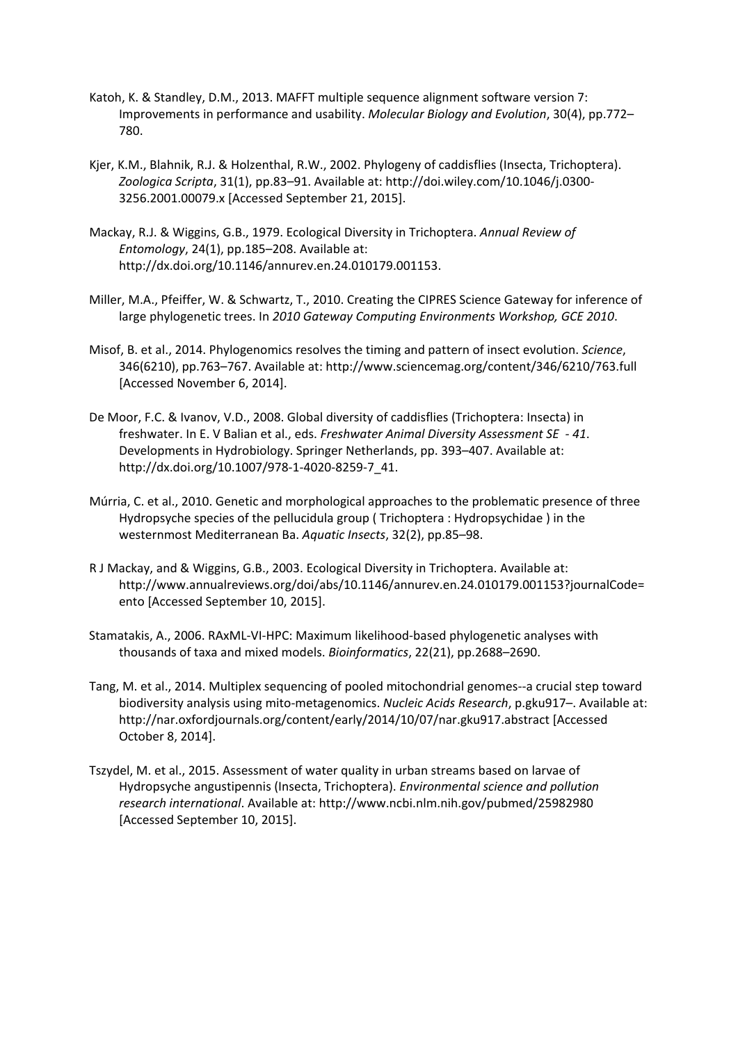Katoh, K. & Standley, D.M., 2013. MAFFT multiple sequence alignment software version 7: Improvements in performance and usability. *Molecular Biology and Evolution*, 30(4), pp.772–780.

Kjer, K.M., Blahnik, R.J. & Holzenthal, R.W., 2002. Phylogeny of caddisflies (Insecta, Trichoptera). *Zoologica Scripta*, 31(1), pp.83–91. Available at: http://doi.wiley.com/10.1046/j.0300-3256.2001.00079.x [Accessed September 21, 2015].

Mackay, R.J. & Wiggins, G.B., 1979. Ecological Diversity in Trichoptera. *Annual Review of Entomology*, 24(1), pp.185–208. Available at: http://dx.doi.org/10.1146/annurev.en.24.010179.001153.

Miller, M.A., Pfeiffer, W. & Schwartz, T., 2010. Creating the CIPRES Science Gateway for inference of large phylogenetic trees. In *2010 Gateway Computing Environments Workshop, GCE 2010*.

Misof, B. et al., 2014. Phylogenomics resolves the timing and pattern of insect evolution. *Science*, 346(6210), pp.763–767. Available at: http://www.sciencemag.org/content/346/6210/763.full [Accessed November 6, 2014].

De Moor, F.C. & Ivanov, V.D., 2008. Global diversity of caddisflies (Trichoptera: Insecta) in freshwater. In E. V Balian et al., eds. *Freshwater Animal Diversity Assessment SE - 41*. Developments in Hydrobiology. Springer Netherlands, pp. 393–407. Available at: http://dx.doi.org/10.1007/978-1-4020-8259-7_41.

Múrria, C. et al., 2010. Genetic and morphological approaches to the problematic presence of three Hydropsyche species of the pellucidula group ( Trichoptera : Hydropsychidae ) in the westernmost Mediterranean Ba. *Aquatic Insects*, 32(2), pp.85–98.

R J Mackay, and & Wiggins, G.B., 2003. Ecological Diversity in Trichoptera. Available at: http://www.annualreviews.org/doi/abs/10.1146/annurev.en.24.010179.001153?journalCode=ento [Accessed September 10, 2015].

Stamatakis, A., 2006. RAxML-VI-HPC: Maximum likelihood-based phylogenetic analyses with thousands of taxa and mixed models. *Bioinformatics*, 22(21), pp.2688–2690.

Tang, M. et al., 2014. Multiplex sequencing of pooled mitochondrial genomes--a crucial step toward biodiversity analysis using mito-metagenomics. *Nucleic Acids Research*, p.gku917–. Available at: http://nar.oxfordjournals.org/content/early/2014/10/07/nar.gku917.abstract [Accessed October 8, 2014].

Tszydel, M. et al., 2015. Assessment of water quality in urban streams based on larvae of Hydropsyche angustipennis (Insecta, Trichoptera). *Environmental science and pollution research international*. Available at: http://www.ncbi.nlm.nih.gov/pubmed/25982980 [Accessed September 10, 2015].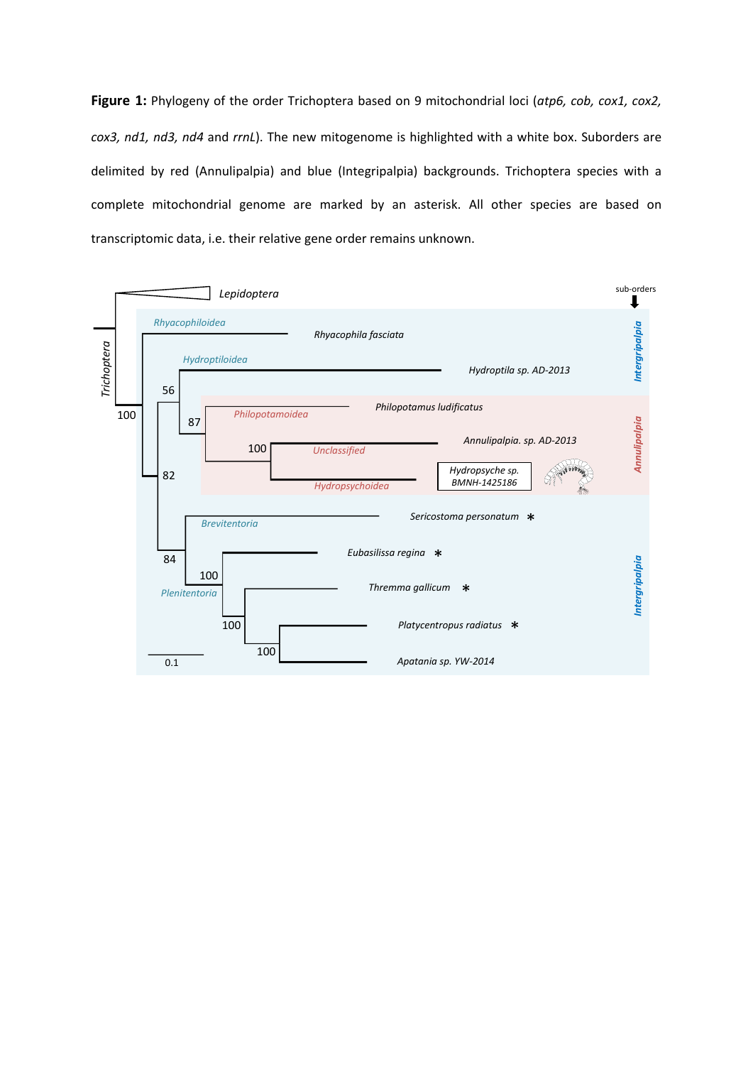**Figure 1:** Phylogeny of the order Trichoptera based on 9 mitochondrial loci (*atp6, cob, cox1, cox2, cox3, nd1, nd3, nd4* and *rrnL*). The new mitogenome is highlighted with a white box. Suborders are delimited by red (Annulipalpia) and blue (Integripalpia) backgrounds. Trichoptera species with a complete mitochondrial genome are marked by an asterisk. All other species are based on transcriptomic data, i.e. their relative gene order remains unknown.

Lepidoptera

sub-orders

Trichoptera

Rhyacophiloidea

Rhyacophila fasciata

Hydroptiloidea

Hydroptila sp. AD-2013

Integripalpia

56

100

87

Philopotamoidea

Philopotamus ludificatus

Annulipalpia. sp. AD-2013

100

Unclassified

Hydropsyche sp. BMNH-1425186

Annulipalpia

82

Hydropsychoidea

Brevitentoria

Sericostoma personatum *

84

Eubasilissa regina *

100

Plenitentoria

Thremma gallicum *

Integripalpia

100

Platycentropus radiatus *

100

Apatania sp. YW-2014

0.1